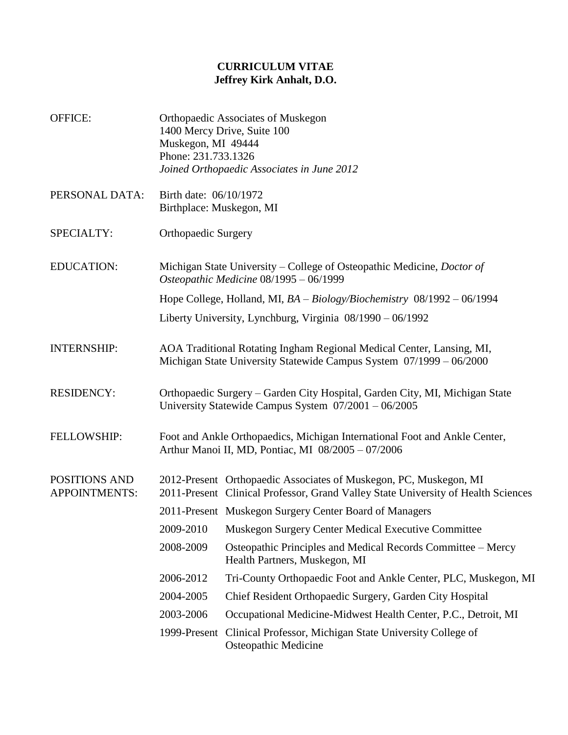# CURRICULUM VITAE
## Jeffrey Kirk Anhalt, D.O.

**OFFICE:**
Orthopaedic Associates of Muskegon
1400 Mercy Drive, Suite 100
Muskegon, MI 49444
Phone: 231.733.1326
*Joined Orthopaedic Associates in June 2012*

**PERSONAL DATA:**
Birth date: 06/10/1972
Birthplace: Muskegon, MI

**SPECIALTY:**
Orthopaedic Surgery

**EDUCATION:**
Michigan State University – College of Osteopathic Medicine, *Doctor of Osteopathic Medicine* 08/1995 – 06/1999

Hope College, Holland, MI, *BA – Biology/Biochemistry* 08/1992 – 06/1994

Liberty University, Lynchburg, Virginia 08/1990 – 06/1992

**INTERNSHIP:**
AOA Traditional Rotating Ingham Regional Medical Center, Lansing, MI, Michigan State University Statewide Campus System 07/1999 – 06/2000

**RESIDENCY:**
Orthopaedic Surgery – Garden City Hospital, Garden City, MI, Michigan State University Statewide Campus System 07/2001 – 06/2005

**FELLOWSHIP:**
Foot and Ankle Orthopaedics, Michigan International Foot and Ankle Center, Arthur Manoi II, MD, Pontiac, MI 08/2005 – 07/2006

**POSITIONS AND APPOINTMENTS:**

| | |
|---|---|
| 2012-Present | Orthopaedic Associates of Muskegon, PC, Muskegon, MI |
| 2011-Present | Clinical Professor, Grand Valley State University of Health Sciences |
| 2011-Present | Muskegon Surgery Center Board of Managers |
| 2009-2010 | Muskegon Surgery Center Medical Executive Committee |
| 2008-2009 | Osteopathic Principles and Medical Records Committee – Mercy Health Partners, Muskegon, MI |
| 2006-2012 | Tri-County Orthopaedic Foot and Ankle Center, PLC, Muskegon, MI |
| 2004-2005 | Chief Resident Orthopaedic Surgery, Garden City Hospital |
| 2003-2006 | Occupational Medicine-Midwest Health Center, P.C., Detroit, MI |
| 1999-Present | Clinical Professor, Michigan State University College of Osteopathic Medicine |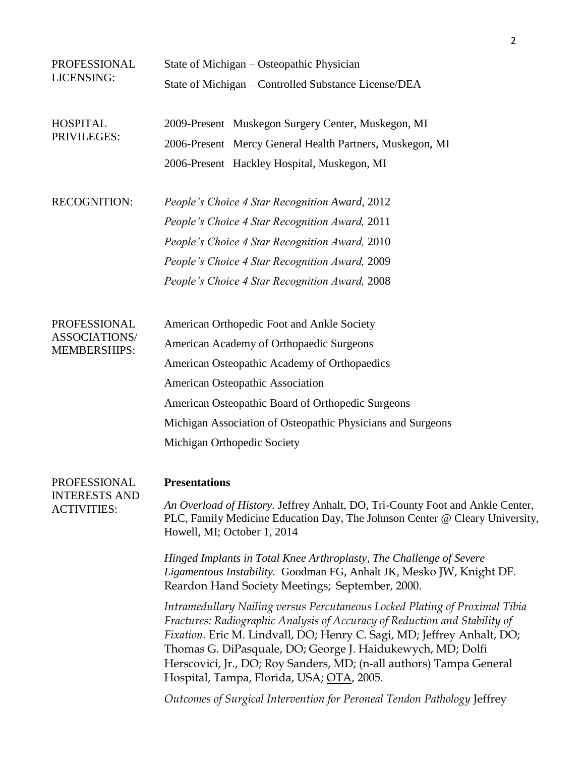**PROFESSIONAL LICENSING:**

State of Michigan – Osteopathic Physician

State of Michigan – Controlled Substance License/DEA

**HOSPITAL PRIVILEGES:**

2009-Present Muskegon Surgery Center, Muskegon, MI

2006-Present Mercy General Health Partners, Muskegon, MI

2006-Present Hackley Hospital, Muskegon, MI

**RECOGNITION:**

*People's Choice 4 Star Recognition Award*, 2012

*People's Choice 4 Star Recognition Award,* 2011

*People's Choice 4 Star Recognition Award,* 2010

*People's Choice 4 Star Recognition Award,* 2009

*People's Choice 4 Star Recognition Award,* 2008

**PROFESSIONAL ASSOCIATIONS/ MEMBERSHIPS:**

American Orthopedic Foot and Ankle Society

American Academy of Orthopaedic Surgeons

American Osteopathic Academy of Orthopaedics

American Osteopathic Association

American Osteopathic Board of Orthopedic Surgeons

Michigan Association of Osteopathic Physicians and Surgeons

Michigan Orthopedic Society

**PROFESSIONAL INTERESTS AND ACTIVITIES:**

**Presentations**

*An Overload of History*. Jeffrey Anhalt, DO, Tri-County Foot and Ankle Center, PLC, Family Medicine Education Day, The Johnson Center @ Cleary University, Howell, MI; October 1, 2014

*Hinged Implants in Total Knee Arthroplasty, The Challenge of Severe Ligamentous Instability.* Goodman FG, Anhalt JK, Mesko JW, Knight DF. Reardon Hand Society Meetings; September, 2000.

*Intramedullary Nailing versus Percutaneous Locked Plating of Proximal Tibia Fractures: Radiographic Analysis of Accuracy of Reduction and Stability of Fixation.* Eric M. Lindvall, DO; Henry C. Sagi, MD; Jeffrey Anhalt, DO; Thomas G. DiPasquale, DO; George J. Haidukewych, MD; Dolfi Herscovici, Jr., DO; Roy Sanders, MD; (n-all authors) Tampa General Hospital, Tampa, Florida, USA; OTA, 2005.

*Outcomes of Surgical Intervention for Peroneal Tendon Pathology* Jeffrey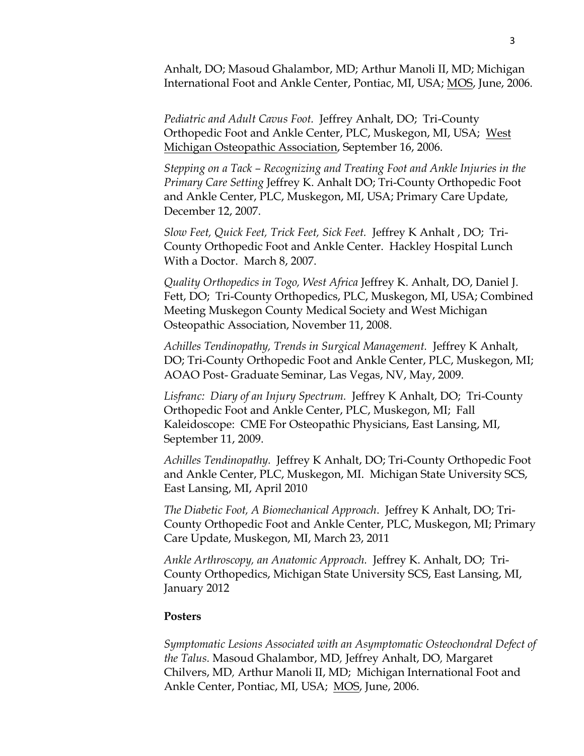Anhalt, DO; Masoud Ghalambor, MD; Arthur Manoli II, MD; Michigan International Foot and Ankle Center, Pontiac, MI, USA; MOS, June, 2006.

*Pediatric and Adult Cavus Foot.* Jeffrey Anhalt, DO; Tri-County Orthopedic Foot and Ankle Center, PLC, Muskegon, MI, USA; West Michigan Osteopathic Association, September 16, 2006.

*Stepping on a Tack – Recognizing and Treating Foot and Ankle Injuries in the Primary Care Setting* Jeffrey K. Anhalt DO; Tri-County Orthopedic Foot and Ankle Center, PLC, Muskegon, MI, USA; Primary Care Update, December 12, 2007.

*Slow Feet, Quick Feet, Trick Feet, Sick Feet.* Jeffrey K Anhalt , DO; Tri-County Orthopedic Foot and Ankle Center. Hackley Hospital Lunch With a Doctor. March 8, 2007.

*Quality Orthopedics in Togo, West Africa* Jeffrey K. Anhalt, DO, Daniel J. Fett, DO; Tri-County Orthopedics, PLC, Muskegon, MI, USA; Combined Meeting Muskegon County Medical Society and West Michigan Osteopathic Association, November 11, 2008.

*Achilles Tendinopathy, Trends in Surgical Management.* Jeffrey K Anhalt, DO; Tri-County Orthopedic Foot and Ankle Center, PLC, Muskegon, MI; AOAO Post- Graduate Seminar, Las Vegas, NV, May, 2009.

*Lisfranc: Diary of an Injury Spectrum.* Jeffrey K Anhalt, DO; Tri-County Orthopedic Foot and Ankle Center, PLC, Muskegon, MI; Fall Kaleidoscope: CME For Osteopathic Physicians, East Lansing, MI, September 11, 2009.

*Achilles Tendinopathy.* Jeffrey K Anhalt, DO; Tri-County Orthopedic Foot and Ankle Center, PLC, Muskegon, MI. Michigan State University SCS, East Lansing, MI, April 2010

*The Diabetic Foot, A Biomechanical Approach*. Jeffrey K Anhalt, DO; Tri-County Orthopedic Foot and Ankle Center, PLC, Muskegon, MI; Primary Care Update, Muskegon, MI, March 23, 2011

*Ankle Arthroscopy, an Anatomic Approach.* Jeffrey K. Anhalt, DO; Tri-County Orthopedics, Michigan State University SCS, East Lansing, MI, January 2012

**Posters**

*Symptomatic Lesions Associated with an Asymptomatic Osteochondral Defect of the Talus.* Masoud Ghalambor, MD, Jeffrey Anhalt, DO, Margaret Chilvers, MD, Arthur Manoli II, MD; Michigan International Foot and Ankle Center, Pontiac, MI, USA; MOS, June, 2006.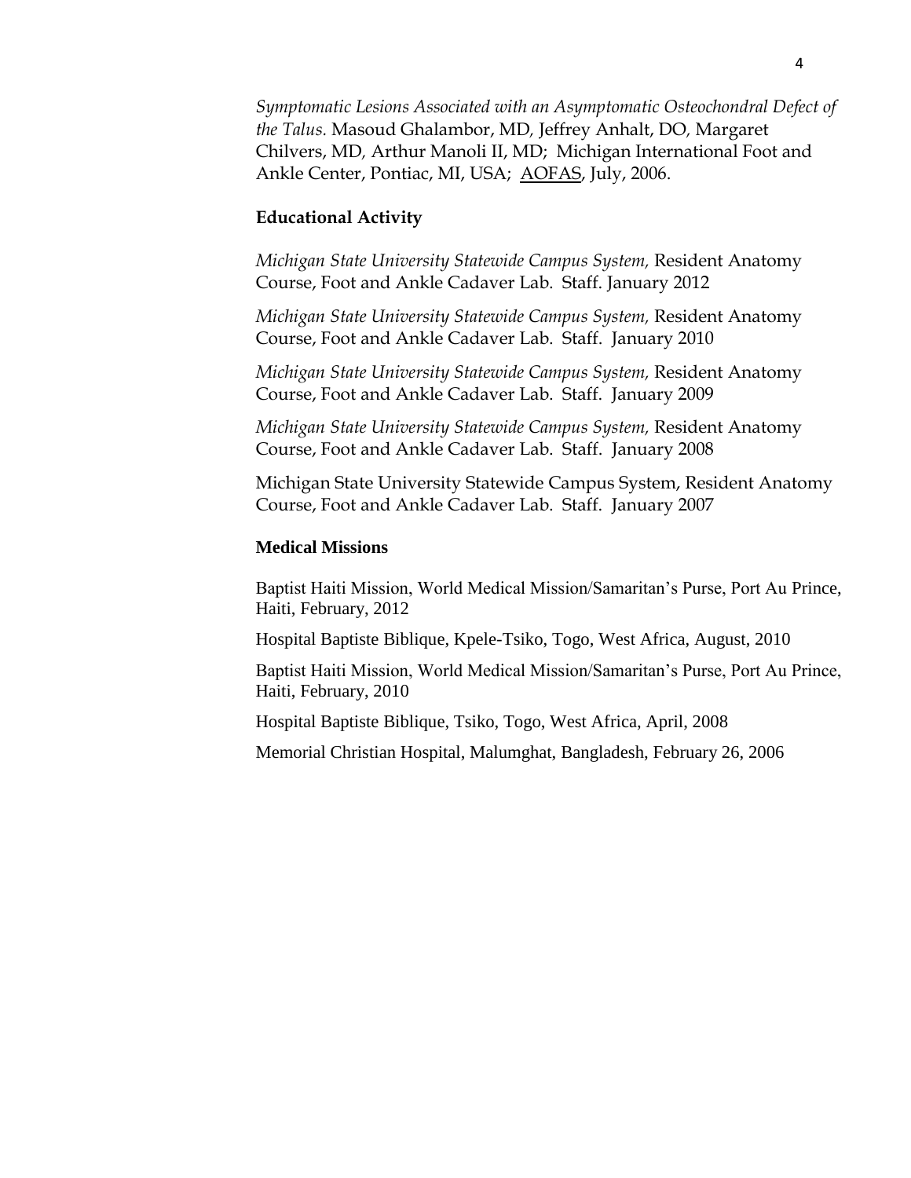*Symptomatic Lesions Associated with an Asymptomatic Osteochondral Defect of the Talus.* Masoud Ghalambor, MD, Jeffrey Anhalt, DO, Margaret Chilvers, MD, Arthur Manoli II, MD; Michigan International Foot and Ankle Center, Pontiac, MI, USA; AOFAS, July, 2006.

**Educational Activity**

*Michigan State University Statewide Campus System,* Resident Anatomy Course, Foot and Ankle Cadaver Lab. Staff. January 2012

*Michigan State University Statewide Campus System,* Resident Anatomy Course, Foot and Ankle Cadaver Lab. Staff. January 2010

*Michigan State University Statewide Campus System,* Resident Anatomy Course, Foot and Ankle Cadaver Lab. Staff. January 2009

*Michigan State University Statewide Campus System,* Resident Anatomy Course, Foot and Ankle Cadaver Lab. Staff. January 2008

Michigan State University Statewide Campus System, Resident Anatomy Course, Foot and Ankle Cadaver Lab. Staff. January 2007

**Medical Missions**

Baptist Haiti Mission, World Medical Mission/Samaritan's Purse, Port Au Prince, Haiti, February, 2012

Hospital Baptiste Biblique, Kpele-Tsiko, Togo, West Africa, August, 2010

Baptist Haiti Mission, World Medical Mission/Samaritan's Purse, Port Au Prince, Haiti, February, 2010

Hospital Baptiste Biblique, Tsiko, Togo, West Africa, April, 2008

Memorial Christian Hospital, Malumghat, Bangladesh, February 26, 2006